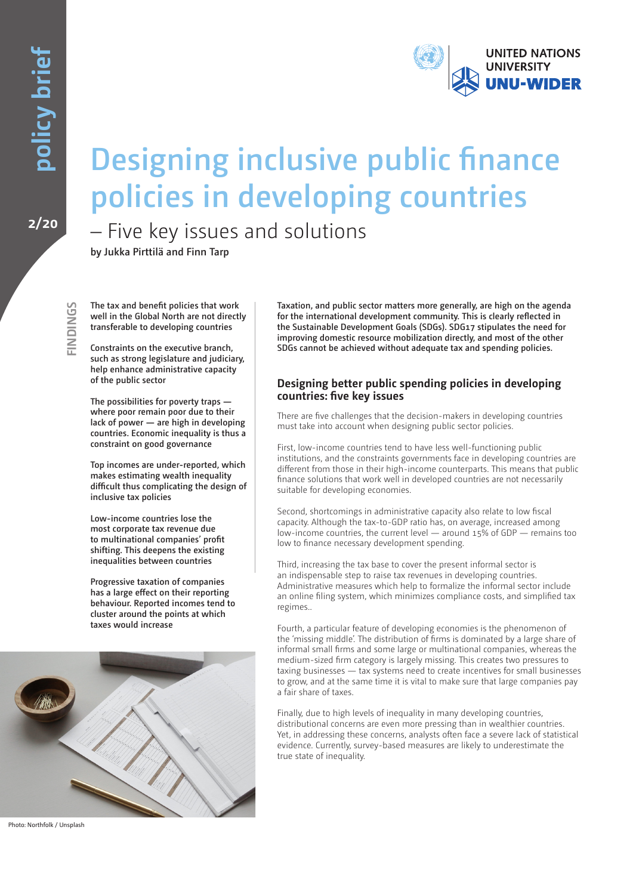policy brief

2/20

# Designing inclusive public finance policies in developing countries

## – Five key issues and solutions

by Jukka Pirttilä and Finn Tarp

**FINDINGS**

**The tax and benefit policies that work well in the Global North are not directly transferable to developing countries**

**Constraints on the executive branch, such as strong legislature and judiciary, help enhance administrative capacity of the public sector**

**The possibilities for poverty traps — where poor remain poor due to their lack of power — are high in developing countries. Economic inequality is thus a constraint on good governance**

**Top incomes are under-reported, which makes estimating wealth inequality difficult thus complicating the design of inclusive tax policies**

**Low-income countries lose the most corporate tax revenue due to multinational companies' profit shifting. This deepens the existing inequalities between countries**

**Progressive taxation of companies has a large effect on their reporting behaviour. Reported incomes tend to cluster around the points at which taxes would increase**

Photo: Northfolk / Unsplash

**Taxation, and public sector matters more generally, are high on the agenda for the international development community. This is clearly reflected in the Sustainable Development Goals (SDGs). SDG17 stipulates the need for improving domestic resource mobilization directly, and most of the other SDGs cannot be achieved without adequate tax and spending policies.**

### Designing better public spending policies in developing countries: five key issues

There are five challenges that the decision-makers in developing countries must take into account when designing public sector policies.

First, low-income countries tend to have less well-functioning public institutions, and the constraints governments face in developing countries are different from those in their high-income counterparts. This means that public finance solutions that work well in developed countries are not necessarily suitable for developing economies.

Second, shortcomings in administrative capacity also relate to low fiscal capacity. Although the tax-to-GDP ratio has, on average, increased among low-income countries, the current level — around 15% of GDP — remains too low to finance necessary development spending.

Third, increasing the tax base to cover the present informal sector is an indispensable step to raise tax revenues in developing countries. Administrative measures which help to formalize the informal sector include an online filing system, which minimizes compliance costs, and simplified tax regimes..

Fourth, a particular feature of developing economies is the phenomenon of the 'missing middle'. The distribution of firms is dominated by a large share of informal small firms and some large or multinational companies, whereas the medium-sized firm category is largely missing. This creates two pressures to taxing businesses — tax systems need to create incentives for small businesses to grow, and at the same time it is vital to make sure that large companies pay a fair share of taxes.

Finally, due to high levels of inequality in many developing countries, distributional concerns are even more pressing than in wealthier countries. Yet, in addressing these concerns, analysts often face a severe lack of statistical evidence. Currently, survey-based measures are likely to underestimate the true state of inequality.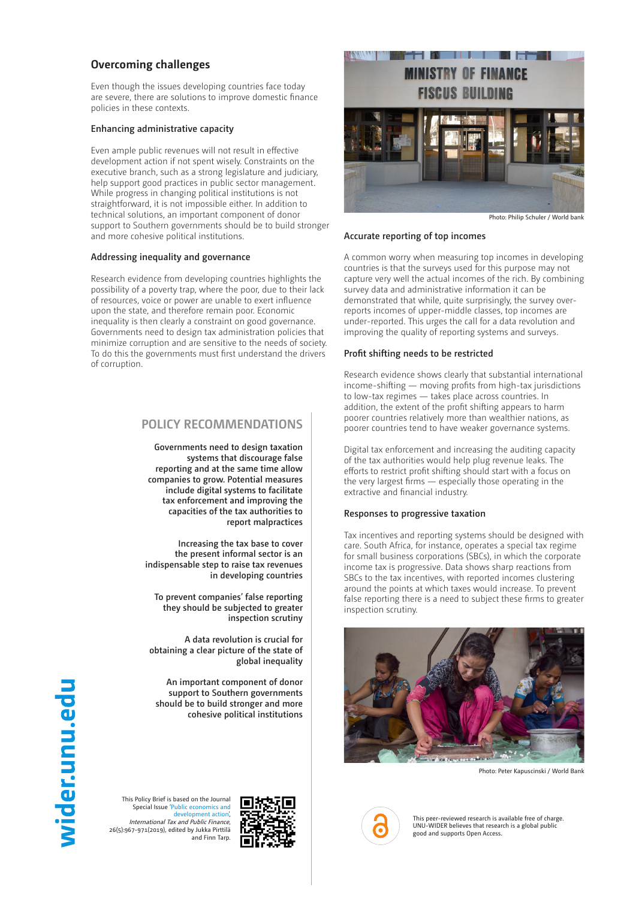## Overcoming challenges

Even though the issues developing countries face today are severe, there are solutions to improve domestic finance policies in these contexts.

### Enhancing administrative capacity

Even ample public revenues will not result in effective development action if not spent wisely. Constraints on the executive branch, such as a strong legislature and judiciary, help support good practices in public sector management. While progress in changing political institutions is not straightforward, it is not impossible either. In addition to technical solutions, an important component of donor support to Southern governments should be to build stronger and more cohesive political institutions.

### Addressing inequality and governance

Research evidence from developing countries highlights the possibility of a poverty trap, where the poor, due to their lack of resources, voice or power are unable to exert influence upon the state, and therefore remain poor. Economic inequality is then clearly a constraint on good governance. Governments need to design tax administration policies that minimize corruption and are sensitive to the needs of society. To do this the governments must first understand the drivers of corruption.

## POLICY RECOMMENDATIONS

**Governments need to design taxation systems that discourage false reporting and at the same time allow companies to grow. Potential measures include digital systems to facilitate tax enforcement and improving the capacities of the tax authorities to report malpractices**

**Increasing the tax base to cover the present informal sector is an indispensable step to raise tax revenues in developing countries**

**To prevent companies' false reporting they should be subjected to greater inspection scrutiny**

**A data revolution is crucial for obtaining a clear picture of the state of global inequality**

**An important component of donor support to Southern governments should be to build stronger and more cohesive political institutions**

Photo: Philip Schuler / World bank

### Accurate reporting of top incomes

A common worry when measuring top incomes in developing countries is that the surveys used for this purpose may not capture very well the actual incomes of the rich. By combining survey data and administrative information it can be demonstrated that while, quite surprisingly, the survey over-reports incomes of upper-middle classes, top incomes are under-reported. This urges the call for a data revolution and improving the quality of reporting systems and surveys.

### Profit shifting needs to be restricted

Research evidence shows clearly that substantial international income-shifting — moving profits from high-tax jurisdictions to low-tax regimes — takes place across countries. In addition, the extent of the profit shifting appears to harm poorer countries relatively more than wealthier nations, as poorer countries tend to have weaker governance systems.

Digital tax enforcement and increasing the auditing capacity of the tax authorities would help plug revenue leaks. The efforts to restrict profit shifting should start with a focus on the very largest firms — especially those operating in the extractive and financial industry.

### Responses to progressive taxation

Tax incentives and reporting systems should be designed with care. South Africa, for instance, operates a special tax regime for small business corporations (SBCs), in which the corporate income tax is progressive. Data shows sharp reactions from SBCs to the tax incentives, with reported incomes clustering around the points at which taxes would increase. To prevent false reporting there is a need to subject these firms to greater inspection scrutiny.

Photo: Peter Kapuscinski / World Bank

This Policy Brief is based on the Journal Special Issue 'Public economics and development action', *International Tax and Public Finance*, 26(5):967-971(2019), edited by Jukka Pirttilä and Finn Tarp.

This peer-reviewed research is available free of charge. UNU-WIDER believes that research is a global public good and supports Open Access.

wider.unu.edu